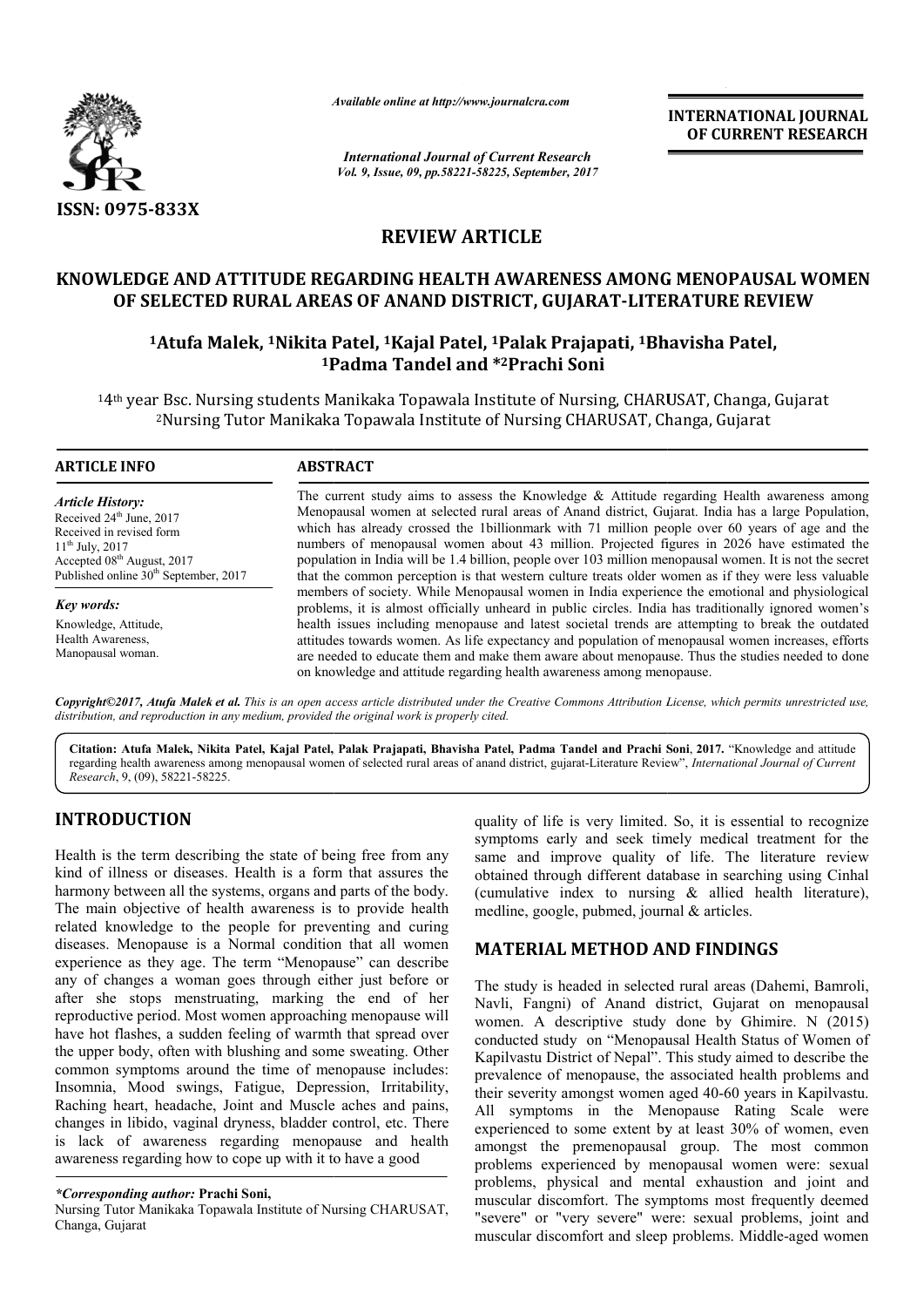ISSN: 0975-833X

*Available online at http://www.journalcra.com*

*International Journal of Current Research*
*Vol. 9, Issue, 09, pp.58221-58225, September, 2017*

**INTERNATIONAL JOURNAL OF CURRENT RESEARCH**

## REVIEW ARTICLE

# KNOWLEDGE AND ATTITUDE REGARDING HEALTH AWARENESS AMONG MENOPAUSAL WOMEN OF SELECTED RURAL AREAS OF ANAND DISTRICT, GUJARAT-LITERATURE REVIEW

**[1]Atufa Malek, [1]Nikita Patel, [1]Kajal Patel, [1]Palak Prajapati, [1]Bhavisha Patel, [1]Padma Tandel and *[2]Prachi Soni**

[1]4th year Bsc. Nursing students Manikaka Topawala Institute of Nursing, CHARUSAT, Changa, Gujarat
[2]Nursing Tutor Manikaka Topawala Institute of Nursing CHARUSAT, Changa, Gujarat

**ARTICLE INFO**

*Article History:*
Received 24th June, 2017
Received in revised form
11th July, 2017
Accepted 08th August, 2017
Published online 30th September, 2017

*Key words:*
Knowledge, Attitude,
Health Awareness,
Manopausal woman.

**ABSTRACT**

The current study aims to assess the Knowledge & Attitude regarding Health awareness among Menopausal women at selected rural areas of Anand district, Gujarat. India has a large Population, which has already crossed the 1billionmark with 71 million people over 60 years of age and the numbers of menopausal women about 43 million. Projected figures in 2026 have estimated the population in India will be 1.4 billion, people over 103 million menopausal women. It is not the secret that the common perception is that western culture treats older women as if they were less valuable members of society. While Menopausal women in India experience the emotional and physiological problems, it is almost officially unheard in public circles. India has traditionally ignored women's health issues including menopause and latest societal trends are attempting to break the outdated attitudes towards women. As life expectancy and population of menopausal women increases, efforts are needed to educate them and make them aware about menopause. Thus the studies needed to done on knowledge and attitude regarding health awareness among menopause.

*Copyright©2017, Atufa Malek et al. This is an open access article distributed under the Creative Commons Attribution License, which permits unrestricted use, distribution, and reproduction in any medium, provided the original work is properly cited.*

**Citation:** Atufa Malek, Nikita Patel, Kajal Patel, Palak Prajapati, Bhavisha Patel, Padma Tandel and Prachi Soni, **2017.** "Knowledge and attitude regarding health awareness among menopausal women of selected rural areas of anand district, gujarat-Literature Review", *International Journal of Current Research*, 9, (09), 58221-58225.

## INTRODUCTION

Health is the term describing the state of being free from any kind of illness or diseases. Health is a form that assures the harmony between all the systems, organs and parts of the body. The main objective of health awareness is to provide health related knowledge to the people for preventing and curing diseases. Menopause is a Normal condition that all women experience as they age. The term "Menopause" can describe any of changes a woman goes through either just before or after she stops menstruating, marking the end of her reproductive period. Most women approaching menopause will have hot flashes, a sudden feeling of warmth that spread over the upper body, often with blushing and some sweating. Other common symptoms around the time of menopause includes: Insomnia, Mood swings, Fatigue, Depression, Irritability, Raching heart, headache, Joint and Muscle aches and pains, changes in libido, vaginal dryness, bladder control, etc. There is lack of awareness regarding menopause and health awareness regarding how to cope up with it to have a good quality of life is very limited. So, it is essential to recognize symptoms early and seek timely medical treatment for the same and improve quality of life. The literature review obtained through different database in searching using Cinhal (cumulative index to nursing & allied health literature), medline, google, pubmed, journal & articles.

*\*Corresponding author:* **Prachi Soni,**
Nursing Tutor Manikaka Topawala Institute of Nursing CHARUSAT, Changa, Gujarat

## MATERIAL METHOD AND FINDINGS

The study is headed in selected rural areas (Dahemi, Bamroli, Navli, Fangni) of Anand district, Gujarat on menopausal women. A descriptive study done by Ghimire. N (2015) conducted study on "Menopausal Health Status of Women of Kapilvastu District of Nepal". This study aimed to describe the prevalence of menopause, the associated health problems and their severity amongst women aged 40-60 years in Kapilvastu. All symptoms in the Menopause Rating Scale were experienced to some extent by at least 30% of women, even amongst the premenopausal group. The most common problems experienced by menopausal women were: sexual problems, physical and mental exhaustion and joint and muscular discomfort. The symptoms most frequently deemed "severe" or "very severe" were: sexual problems, joint and muscular discomfort and sleep problems. Middle-aged women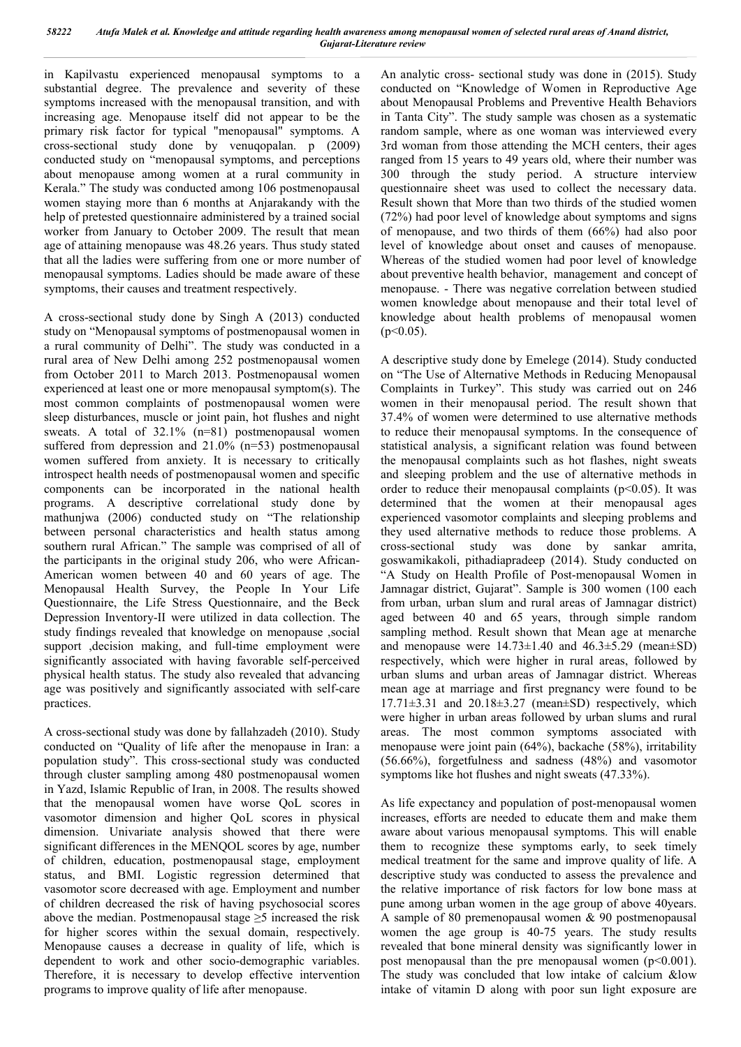in Kapilvastu experienced menopausal symptoms to a substantial degree. The prevalence and severity of these symptoms increased with the menopausal transition, and with increasing age. Menopause itself did not appear to be the primary risk factor for typical "menopausal" symptoms. A cross-sectional study done by venuqopalan. p (2009) conducted study on "menopausal symptoms, and perceptions about menopause among women at a rural community in Kerala." The study was conducted among 106 postmenopausal women staying more than 6 months at Anjarakandy with the help of pretested questionnaire administered by a trained social worker from January to October 2009. The result that mean age of attaining menopause was 48.26 years. Thus study stated that all the ladies were suffering from one or more number of menopausal symptoms. Ladies should be made aware of these symptoms, their causes and treatment respectively.

A cross-sectional study done by Singh A (2013) conducted study on "Menopausal symptoms of postmenopausal women in a rural community of Delhi". The study was conducted in a rural area of New Delhi among 252 postmenopausal women from October 2011 to March 2013. Postmenopausal women experienced at least one or more menopausal symptom(s). The most common complaints of postmenopausal women were sleep disturbances, muscle or joint pain, hot flushes and night sweats. A total of 32.1% (n=81) postmenopausal women suffered from depression and 21.0% (n=53) postmenopausal women suffered from anxiety. It is necessary to critically introspect health needs of postmenopausal women and specific components can be incorporated in the national health programs. A descriptive correlational study done by mathunjwa (2006) conducted study on "The relationship between personal characteristics and health status among southern rural African." The sample was comprised of all of the participants in the original study 206, who were African-American women between 40 and 60 years of age. The Menopausal Health Survey, the People In Your Life Questionnaire, the Life Stress Questionnaire, and the Beck Depression Inventory-II were utilized in data collection. The study findings revealed that knowledge on menopause ,social support ,decision making, and full-time employment were significantly associated with having favorable self-perceived physical health status. The study also revealed that advancing age was positively and significantly associated with self-care practices.

A cross-sectional study was done by fallahzadeh (2010). Study conducted on "Quality of life after the menopause in Iran: a population study". This cross-sectional study was conducted through cluster sampling among 480 postmenopausal women in Yazd, Islamic Republic of Iran, in 2008. The results showed that the menopausal women have worse QoL scores in vasomotor dimension and higher QoL scores in physical dimension. Univariate analysis showed that there were significant differences in the MENQOL scores by age, number of children, education, postmenopausal stage, employment status, and BMI. Logistic regression determined that vasomotor score decreased with age. Employment and number of children decreased the risk of having psychosocial scores above the median. Postmenopausal stage ≥5 increased the risk for higher scores within the sexual domain, respectively. Menopause causes a decrease in quality of life, which is dependent to work and other socio-demographic variables. Therefore, it is necessary to develop effective intervention programs to improve quality of life after menopause.

An analytic cross- sectional study was done in (2015). Study conducted on "Knowledge of Women in Reproductive Age about Menopausal Problems and Preventive Health Behaviors in Tanta City". The study sample was chosen as a systematic random sample, where as one woman was interviewed every 3rd woman from those attending the MCH centers, their ages ranged from 15 years to 49 years old, where their number was 300 through the study period. A structure interview questionnaire sheet was used to collect the necessary data. Result shown that More than two thirds of the studied women (72%) had poor level of knowledge about symptoms and signs of menopause, and two thirds of them (66%) had also poor level of knowledge about onset and causes of menopause. Whereas of the studied women had poor level of knowledge about preventive health behavior, management and concept of menopause. - There was negative correlation between studied women knowledge about menopause and their total level of knowledge about health problems of menopausal women ($p<0.05$).

A descriptive study done by Emelege (2014). Study conducted on "The Use of Alternative Methods in Reducing Menopausal Complaints in Turkey". This study was carried out on 246 women in their menopausal period. The result shown that 37.4% of women were determined to use alternative methods to reduce their menopausal symptoms. In the consequence of statistical analysis, a significant relation was found between the menopausal complaints such as hot flashes, night sweats and sleeping problem and the use of alternative methods in order to reduce their menopausal complaints ($p<0.05$). It was determined that the women at their menopausal ages experienced vasomotor complaints and sleeping problems and they used alternative methods to reduce those problems. A cross-sectional study was done by sankar amrita, goswamikakoli, pithadiapradeep (2014). Study conducted on "A Study on Health Profile of Post-menopausal Women in Jamnagar district, Gujarat". Sample is 300 women (100 each from urban, urban slum and rural areas of Jamnagar district) aged between 40 and 65 years, through simple random sampling method. Result shown that Mean age at menarche and menopause were 14.73±1.40 and 46.3±5.29 (mean±SD) respectively, which were higher in rural areas, followed by urban slums and urban areas of Jamnagar district. Whereas mean age at marriage and first pregnancy were found to be 17.71±3.31 and 20.18±3.27 (mean±SD) respectively, which were higher in urban areas followed by urban slums and rural areas. The most common symptoms associated with menopause were joint pain (64%), backache (58%), irritability (56.66%), forgetfulness and sadness (48%) and vasomotor symptoms like hot flushes and night sweats (47.33%).

As life expectancy and population of post-menopausal women increases, efforts are needed to educate them and make them aware about various menopausal symptoms. This will enable them to recognize these symptoms early, to seek timely medical treatment for the same and improve quality of life. A descriptive study was conducted to assess the prevalence and the relative importance of risk factors for low bone mass at pune among women in the age group of above 40years. A sample of 80 premenopausal women & 90 postmenopausal women the age group is 40-75 years. The study results revealed that bone mineral density was significantly lower in post menopausal than the pre menopausal women ($p<0.001$). The study was concluded that low intake of calcium &low intake of vitamin D along with poor sun light exposure are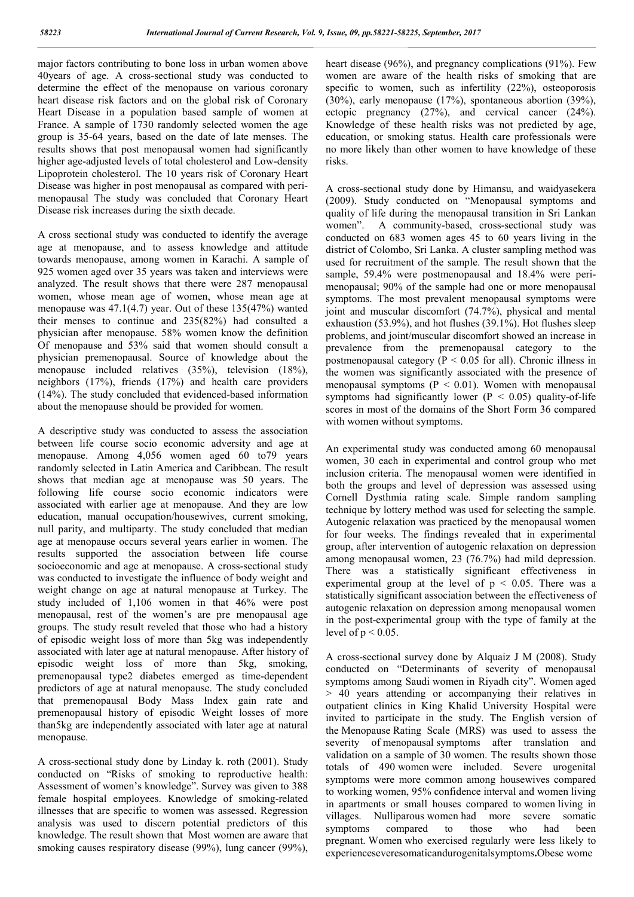major factors contributing to bone loss in urban women above 40years of age. A cross-sectional study was conducted to determine the effect of the menopause on various coronary heart disease risk factors and on the global risk of Coronary Heart Disease in a population based sample of women at France. A sample of 1730 randomly selected women the age group is 35-64 years, based on the date of late menses. The results shows that post menopausal women had significantly higher age-adjusted levels of total cholesterol and Low-density Lipoprotein cholesterol. The 10 years risk of Coronary Heart Disease was higher in post menopausal as compared with peri-menopausal The study was concluded that Coronary Heart Disease risk increases during the sixth decade.

A cross sectional study was conducted to identify the average age at menopause, and to assess knowledge and attitude towards menopause, among women in Karachi. A sample of 925 women aged over 35 years was taken and interviews were analyzed. The result shows that there were 287 menopausal women, whose mean age of women, whose mean age at menopause was 47.1(4.7) year. Out of these 135(47%) wanted their menses to continue and 235(82%) had consulted a physician after menopause. 58% women know the definition Of menopause and 53% said that women should consult a physician premenopausal. Source of knowledge about the menopause included relatives (35%), television (18%), neighbors (17%), friends (17%) and health care providers (14%). The study concluded that evidenced-based information about the menopause should be provided for women.

A descriptive study was conducted to assess the association between life course socio economic adversity and age at menopause. Among 4,056 women aged 60 to79 years randomly selected in Latin America and Caribbean. The result shows that median age at menopause was 50 years. The following life course socio economic indicators were associated with earlier age at menopause. And they are low education, manual occupation/housewives, current smoking, null parity, and multiparty. The study concluded that median age at menopause occurs several years earlier in women. The results supported the association between life course socioeconomic and age at menopause. A cross-sectional study was conducted to investigate the influence of body weight and weight change on age at natural menopause at Turkey. The study included of 1,106 women in that 46% were post menopausal, rest of the women's are pre menopausal age groups. The study result reveled that those who had a history of episodic weight loss of more than 5kg was independently associated with later age at natural menopause. After history of episodic weight loss of more than 5kg, smoking, premenopausal type2 diabetes emerged as time-dependent predictors of age at natural menopause. The study concluded that premenopausal Body Mass Index gain rate and premenopausal history of episodic Weight losses of more than5kg are independently associated with later age at natural menopause.

A cross-sectional study done by Linday k. roth (2001). Study conducted on "Risks of smoking to reproductive health: Assessment of women's knowledge". Survey was given to 388 female hospital employees. Knowledge of smoking-related illnesses that are specific to women was assessed. Regression analysis was used to discern potential predictors of this knowledge. The result shown that Most women are aware that smoking causes respiratory disease (99%), lung cancer (99%), heart disease (96%), and pregnancy complications (91%). Few women are aware of the health risks of smoking that are specific to women, such as infertility (22%), osteoporosis (30%), early menopause (17%), spontaneous abortion (39%), ectopic pregnancy (27%), and cervical cancer (24%). Knowledge of these health risks was not predicted by age, education, or smoking status. Health care professionals were no more likely than other women to have knowledge of these risks.

A cross-sectional study done by Himansu, and waidyasekera (2009). Study conducted on "Menopausal symptoms and quality of life during the menopausal transition in Sri Lankan women". A community-based, cross-sectional study was conducted on 683 women ages 45 to 60 years living in the district of Colombo, Sri Lanka. A cluster sampling method was used for recruitment of the sample. The result shown that the sample, 59.4% were postmenopausal and 18.4% were peri-menopausal; 90% of the sample had one or more menopausal symptoms. The most prevalent menopausal symptoms were joint and muscular discomfort (74.7%), physical and mental exhaustion (53.9%), and hot flushes (39.1%). Hot flushes sleep problems, and joint/muscular discomfort showed an increase in prevalence from the premenopausal category to the postmenopausal category ($P < 0.05$ for all). Chronic illness in the women was significantly associated with the presence of menopausal symptoms ($P < 0.01$). Women with menopausal symptoms had significantly lower ($P < 0.05$) quality-of-life scores in most of the domains of the Short Form 36 compared with women without symptoms.

An experimental study was conducted among 60 menopausal women, 30 each in experimental and control group who met inclusion criteria. The menopausal women were identified in both the groups and level of depression was assessed using Cornell Dysthmia rating scale. Simple random sampling technique by lottery method was used for selecting the sample. Autogenic relaxation was practiced by the menopausal women for four weeks. The findings revealed that in experimental group, after intervention of autogenic relaxation on depression among menopausal women, 23 (76.7%) had mild depression. There was a statistically significant effectiveness in experimental group at the level of $p < 0.05$. There was a statistically significant association between the effectiveness of autogenic relaxation on depression among menopausal women in the post-experimental group with the type of family at the level of $p < 0.05$.

A cross-sectional survey done by Alquaiz J M (2008). Study conducted on "Determinants of severity of menopausal symptoms among Saudi women in Riyadh city". Women aged > 40 years attending or accompanying their relatives in outpatient clinics in King Khalid University Hospital were invited to participate in the study. The English version of the Menopause Rating Scale (MRS) was used to assess the severity of menopausal symptoms after translation and validation on a sample of 30 women. The results shown those totals of 490 women were included. Severe urogenital symptoms were more common among housewives compared to working women, 95% confidence interval and women living in apartments or small houses compared to women living in villages. Nulliparous women had more severe somatic symptoms compared to those who had been pregnant. Women who exercised regularly were less likely to experienceseveresomaticandurogenitalsymptoms**.**Obese wome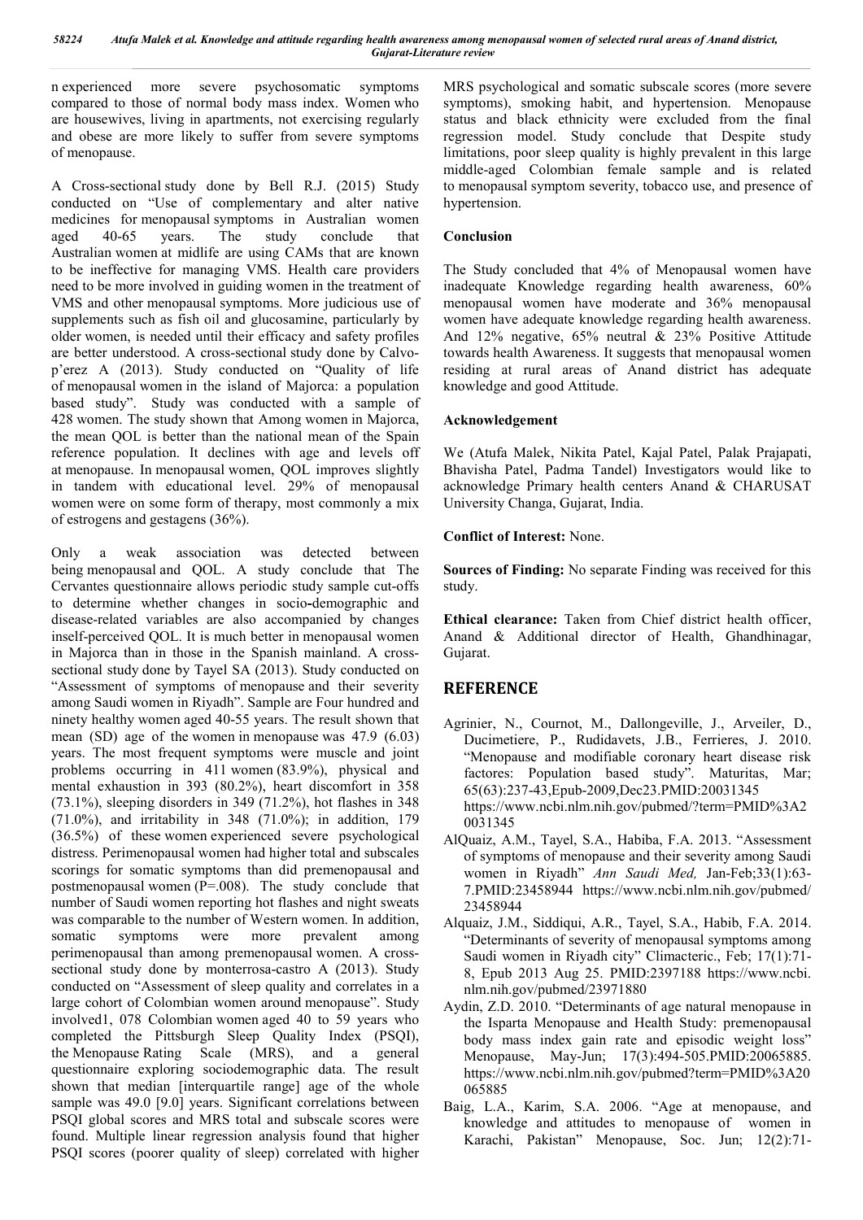n experienced more severe psychosomatic symptoms compared to those of normal body mass index. Women who are housewives, living in apartments, not exercising regularly and obese are more likely to suffer from severe symptoms of menopause.

A Cross-sectional study done by Bell R.J. (2015) Study conducted on "Use of complementary and alter native medicines for menopausal symptoms in Australian women aged 40-65 years. The study conclude that Australian women at midlife are using CAMs that are known to be ineffective for managing VMS. Health care providers need to be more involved in guiding women in the treatment of VMS and other menopausal symptoms. More judicious use of supplements such as fish oil and glucosamine, particularly by older women, is needed until their efficacy and safety profiles are better understood. A cross-sectional study done by Calvo-p'erez A (2013). Study conducted on "Quality of life of menopausal women in the island of Majorca: a population based study". Study was conducted with a sample of 428 women. The study shown that Among women in Majorca, the mean QOL is better than the national mean of the Spain reference population. It declines with age and levels off at menopause. In menopausal women, QOL improves slightly in tandem with educational level. 29% of menopausal women were on some form of therapy, most commonly a mix of estrogens and gestagens (36%).

Only a weak association was detected between being menopausal and QOL. A study conclude that The Cervantes questionnaire allows periodic study sample cut-offs to determine whether changes in socio-demographic and disease-related variables are also accompanied by changes inself-perceived QOL. It is much better in menopausal women in Majorca than in those in the Spanish mainland. A cross-sectional study done by Tayel SA (2013). Study conducted on "Assessment of symptoms of menopause and their severity among Saudi women in Riyadh". Sample are Four hundred and ninety healthy women aged 40-55 years. The result shown that mean (SD) age of the women in menopause was 47.9 (6.03) years. The most frequent symptoms were muscle and joint problems occurring in 411 women (83.9%), physical and mental exhaustion in 393 (80.2%), heart discomfort in 358 (73.1%), sleeping disorders in 349 (71.2%), hot flashes in 348 (71.0%), and irritability in 348 (71.0%); in addition, 179 (36.5%) of these women experienced severe psychological distress. Perimenopausal women had higher total and subscales scorings for somatic symptoms than did premenopausal and postmenopausal women (P=.008). The study conclude that number of Saudi women reporting hot flashes and night sweats was comparable to the number of Western women. In addition, somatic symptoms were more prevalent among perimenopausal than among premenopausal women. A cross-sectional study done by monterrosa-castro A (2013). Study conducted on "Assessment of sleep quality and correlates in a large cohort of Colombian women around menopause". Study involved1, 078 Colombian women aged 40 to 59 years who completed the Pittsburgh Sleep Quality Index (PSQI), the Menopause Rating Scale (MRS), and a general questionnaire exploring sociodemographic data. The result shown that median [interquartile range] age of the whole sample was 49.0 [9.0] years. Significant correlations between PSQI global scores and MRS total and subscale scores were found. Multiple linear regression analysis found that higher PSQI scores (poorer quality of sleep) correlated with higher MRS psychological and somatic subscale scores (more severe symptoms), smoking habit, and hypertension. Menopause status and black ethnicity were excluded from the final regression model. Study conclude that Despite study limitations, poor sleep quality is highly prevalent in this large middle-aged Colombian female sample and is related to menopausal symptom severity, tobacco use, and presence of hypertension.

### Conclusion

The Study concluded that 4% of Menopausal women have inadequate Knowledge regarding health awareness, 60% menopausal women have moderate and 36% menopausal women have adequate knowledge regarding health awareness. And 12% negative, 65% neutral & 23% Positive Attitude towards health Awareness. It suggests that menopausal women residing at rural areas of Anand district has adequate knowledge and good Attitude.

### Acknowledgement

We (Atufa Malek, Nikita Patel, Kajal Patel, Palak Prajapati, Bhavisha Patel, Padma Tandel) Investigators would like to acknowledge Primary health centers Anand & CHARUSAT University Changa, Gujarat, India.

**Conflict of Interest:** None.

**Sources of Finding:** No separate Finding was received for this study.

**Ethical clearance:** Taken from Chief district health officer, Anand & Additional director of Health, Ghandhinagar, Gujarat.

## REFERENCE

- Agrinier, N., Cournot, M., Dallongeville, J., Arveiler, D., Ducimetiere, P., Rudidavets, J.B., Ferrieres, J. 2010. "Menopause and modifiable coronary heart disease risk factores: Population based study". Maturitas, Mar; 65(63):237-43,Epub-2009,Dec23.PMID:20031345 https://www.ncbi.nlm.nih.gov/pubmed/?term=PMID%3A20031345
- AlQuaiz, A.M., Tayel, S.A., Habiba, F.A. 2013. "Assessment of symptoms of menopause and their severity among Saudi women in Riyadh" *Ann Saudi Med,* Jan-Feb;33(1):63-7.PMID:23458944 https://www.ncbi.nlm.nih.gov/pubmed/23458944
- Alquaiz, J.M., Siddiqui, A.R., Tayel, S.A., Habib, F.A. 2014. "Determinants of severity of menopausal symptoms among Saudi women in Riyadh city" Climacteric., Feb; 17(1):71-8, Epub 2013 Aug 25. PMID:2397188 https://www.ncbi.nlm.nih.gov/pubmed/23971880
- Aydin, Z.D. 2010. "Determinants of age natural menopause in the Isparta Menopause and Health Study: premenopausal body mass index gain rate and episodic weight loss" Menopause, May-Jun; 17(3):494-505.PMID:20065885. https://www.ncbi.nlm.nih.gov/pubmed?term=PMID%3A20065885
- Baig, L.A., Karim, S.A. 2006. "Age at menopause, and knowledge and attitudes to menopause of women in Karachi, Pakistan" Menopause, Soc. Jun; 12(2):71-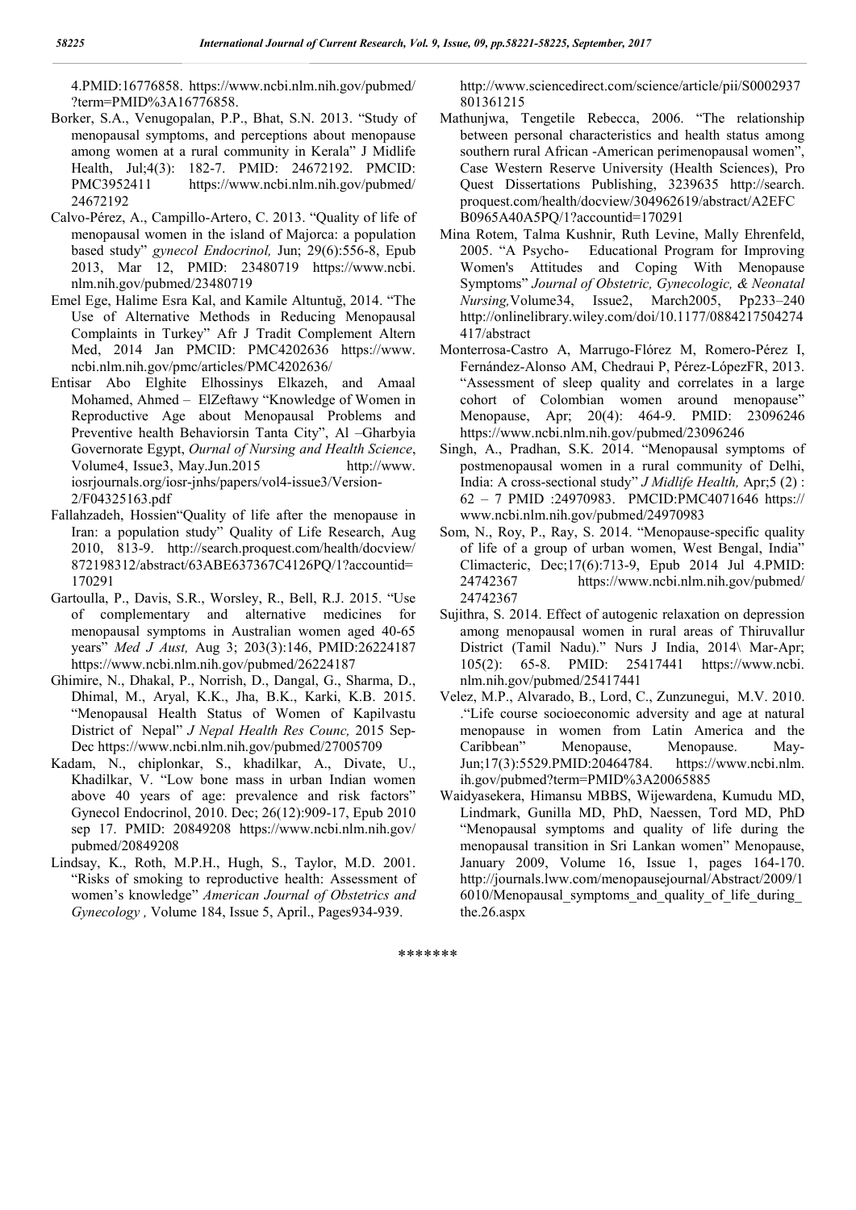4.PMID:16776858. https://www.ncbi.nlm.nih.gov/pubmed/?term=PMID%3A16776858.

Borker, S.A., Venugopalan, P.P., Bhat, S.N. 2013. "Study of menopausal symptoms, and perceptions about menopause among women at a rural community in Kerala" J Midlife Health, Jul;4(3): 182-7. PMID: 24672192. PMCID: PMC3952411 https://www.ncbi.nlm.nih.gov/pubmed/24672192

Calvo-Pérez, A., Campillo-Artero, C. 2013. "Quality of life of menopausal women in the island of Majorca: a population based study" *gynecol Endocrinol,* Jun; 29(6):556-8, Epub 2013, Mar 12, PMID: 23480719 https://www.ncbi.nlm.nih.gov/pubmed/23480719

Emel Ege, Halime Esra Kal, and Kamile Altuntuğ, 2014. "The Use of Alternative Methods in Reducing Menopausal Complaints in Turkey" Afr J Tradit Complement Altern Med, 2014 Jan PMCID: PMC4202636 https://www.ncbi.nlm.nih.gov/pmc/articles/PMC4202636/

Entisar Abo Elghite Elhossinys Elkazeh, and Amaal Mohamed, Ahmed – ElZeftawy "Knowledge of Women in Reproductive Age about Menopausal Problems and Preventive health Behaviorsin Tanta City", Al –Gharbyia Governorate Egypt, *Ournal of Nursing and Health Science*, Volume4, Issue3, May.Jun.2015 http://www.iosrjournals.org/iosr-jnhs/papers/vol4-issue3/Version-2/F04325163.pdf

Fallahzadeh, Hossien"Quality of life after the menopause in Iran: a population study" Quality of Life Research, Aug 2010, 813-9. http://search.proquest.com/health/docview/872198312/abstract/63ABE637367C4126PQ/1?accountid=170291

Gartoulla, P., Davis, S.R., Worsley, R., Bell, R.J. 2015. "Use of complementary and alternative medicines for menopausal symptoms in Australian women aged 40-65 years" *Med J Aust,* Aug 3; 203(3):146, PMID:26224187 https://www.ncbi.nlm.nih.gov/pubmed/26224187

Ghimire, N., Dhakal, P., Norrish, D., Dangal, G., Sharma, D., Dhimal, M., Aryal, K.K., Jha, B.K., Karki, K.B. 2015. "Menopausal Health Status of Women of Kapilvastu District of Nepal" *J Nepal Health Res Counc,* 2015 Sep-Dec https://www.ncbi.nlm.nih.gov/pubmed/27005709

Kadam, N., chiplonkar, S., khadilkar, A., Divate, U., Khadilkar, V. "Low bone mass in urban Indian women above 40 years of age: prevalence and risk factors" Gynecol Endocrinol, 2010. Dec; 26(12):909-17, Epub 2010 sep 17. PMID: 20849208 https://www.ncbi.nlm.nih.gov/pubmed/20849208

Lindsay, K., Roth, M.P.H., Hugh, S., Taylor, M.D. 2001. "Risks of smoking to reproductive health: Assessment of women's knowledge" *American Journal of Obstetrics and Gynecology ,* Volume 184, Issue 5, April., Pages934-939. http://www.sciencedirect.com/science/article/pii/S0002937801361215

Mathunjwa, Tengetile Rebecca, 2006. "The relationship between personal characteristics and health status among southern rural African -American perimenopausal women", Case Western Reserve University (Health Sciences), Pro Quest Dissertations Publishing, 3239635 http://search.proquest.com/health/docview/304962619/abstract/A2EFCB0965A40A5PQ/1?accountid=170291

Mina Rotem, Talma Kushnir, Ruth Levine, Mally Ehrenfeld, 2005. "A Psycho- Educational Program for Improving Women's Attitudes and Coping With Menopause Symptoms" *Journal of Obstetric, Gynecologic, & Neonatal Nursing,*Volume34, Issue2, March2005, Pp233–240 http://onlinelibrary.wiley.com/doi/10.1177/0884217504274417/abstract

Monterrosa-Castro A, Marrugo-Flórez M, Romero-Pérez I, Fernández-Alonso AM, Chedraui P, Pérez-LópezFR, 2013. "Assessment of sleep quality and correlates in a large cohort of Colombian women around menopause" Menopause, Apr; 20(4): 464-9. PMID: 23096246 https://www.ncbi.nlm.nih.gov/pubmed/23096246

Singh, A., Pradhan, S.K. 2014. "Menopausal symptoms of postmenopausal women in a rural community of Delhi, India: A cross-sectional study" *J Midlife Health,* Apr;5 (2) : 62 – 7 PMID :24970983. PMCID:PMC4071646 https://www.ncbi.nlm.nih.gov/pubmed/24970983

Som, N., Roy, P., Ray, S. 2014. "Menopause-specific quality of life of a group of urban women, West Bengal, India" Climacteric, Dec;17(6):713-9, Epub 2014 Jul 4.PMID: 24742367 https://www.ncbi.nlm.nih.gov/pubmed/24742367

Sujithra, S. 2014. Effect of autogenic relaxation on depression among menopausal women in rural areas of Thiruvallur District (Tamil Nadu)." Nurs J India, 2014\ Mar-Apr; 105(2): 65-8. PMID: 25417441 https://www.ncbi.nlm.nih.gov/pubmed/25417441

Velez, M.P., Alvarado, B., Lord, C., Zunzunegui, M.V. 2010. ."Life course socioeconomic adversity and age at natural menopause in women from Latin America and the Caribbean" Menopause, Menopause. May-Jun;17(3):5529.PMID:20464784. https://www.ncbi.nlm.ih.gov/pubmed?term=PMID%3A20065885

Waidyasekera, Himansu MBBS, Wijewardena, Kumudu MD, Lindmark, Gunilla MD, PhD, Naessen, Tord MD, PhD "Menopausal symptoms and quality of life during the menopausal transition in Sri Lankan women" Menopause, January 2009, Volume 16, Issue 1, pages 164-170. http://journals.lww.com/menopausejournal/Abstract/2009/16010/Menopausal_symptoms_and_quality_of_life_during_the.26.aspx

*******